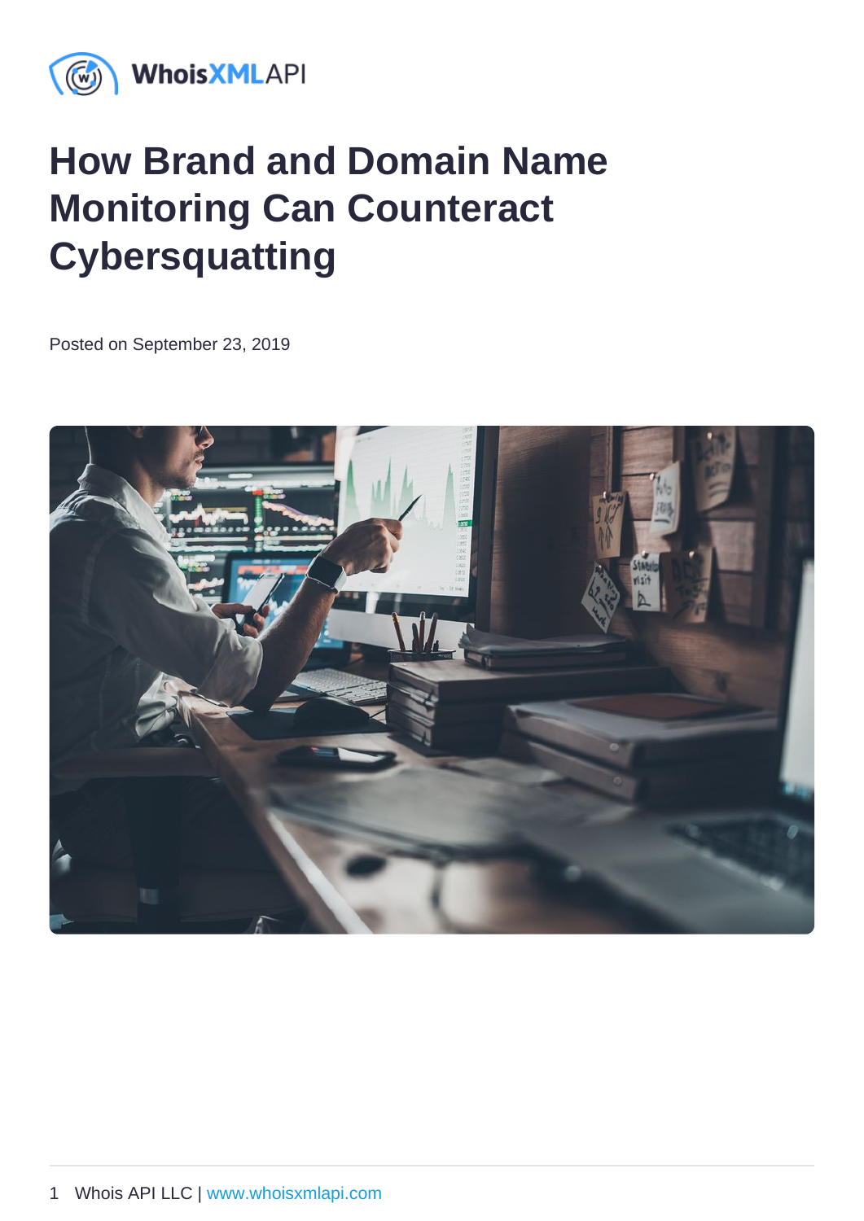# How Brand and Domain Name Monitoring Can Counteract Cybersquatting

Posted on September 23, 2019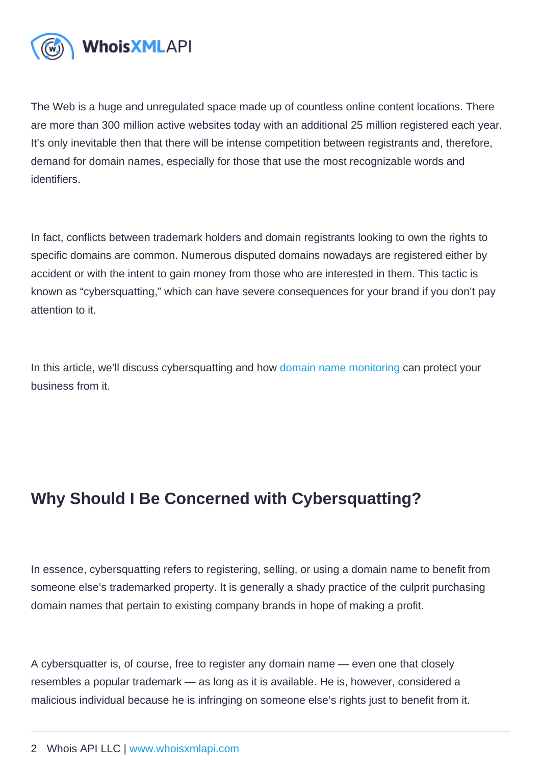The Web is a huge and unregulated space made up of countless online content locations. There are more than 300 million active websites today with an additional 25 million registered each year. It's only inevitable then that there will be intense competition between registrants and, therefore, demand for domain names, especially for those that use the most recognizable words and identifiers.

In fact, conflicts between trademark holders and domain registrants looking to own the rights to specific domains are common. Numerous disputed domains nowadays are registered either by accident or with the intent to gain money from those who are interested in them. This tactic is known as "cybersquatting," which can have severe consequences for your brand if you don't pay attention to it.

In this article, we'll discuss cybersquatting and how domain name monitoring can protect your business from it.

## Why Should I Be Concerned with Cybersquatting?

In essence, cybersquatting refers to registering, selling, or using a domain name to benefit from someone else's trademarked property. It is generally a shady practice of the culprit purchasing domain names that pertain to existing company brands in hope of making a profit.

A cybersquatter is, of course, free to register any domain name — even one that closely resembles a popular trademark — as long as it is available. He is, however, considered a malicious individual because he is infringing on someone else's rights just to benefit from it.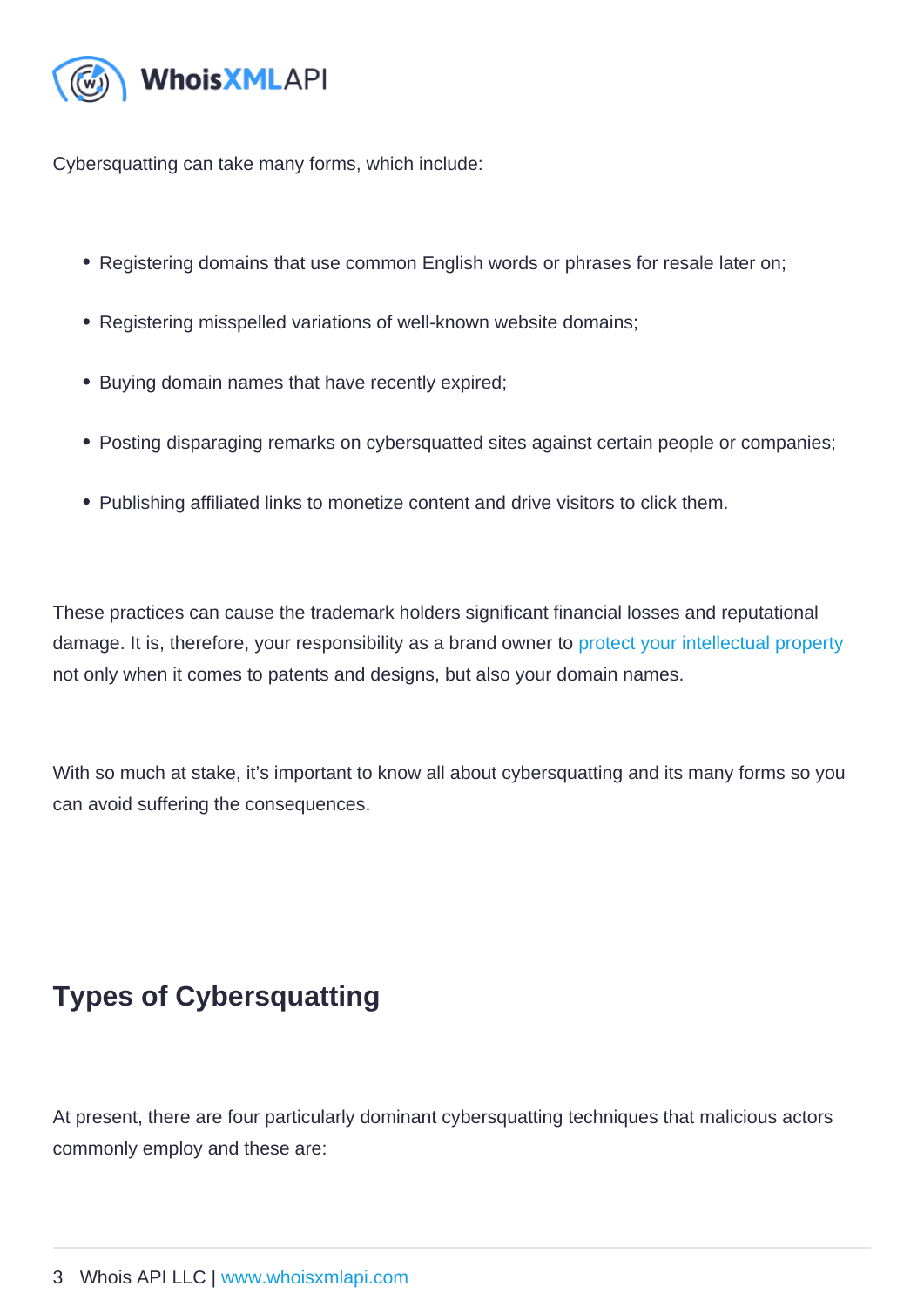Cybersquatting can take many forms, which include:

- Registering domains that use common English words or phrases for resale later on;
- Registering misspelled variations of well-known website domains;
- Buying domain names that have recently expired;
- Posting disparaging remarks on cybersquatted sites against certain people or companies;
- Publishing affiliated links to monetize content and drive visitors to click them.

These practices can cause the trademark holders significant financial losses and reputational damage. It is, therefore, your responsibility as a brand owner to protect your intellectual property not only when it comes to patents and designs, but also your domain names.

With so much at stake, it's important to know all about cybersquatting and its many forms so you can avoid suffering the consequences.

## Types of Cybersquatting

At present, there are four particularly dominant cybersquatting techniques that malicious actors commonly employ and these are: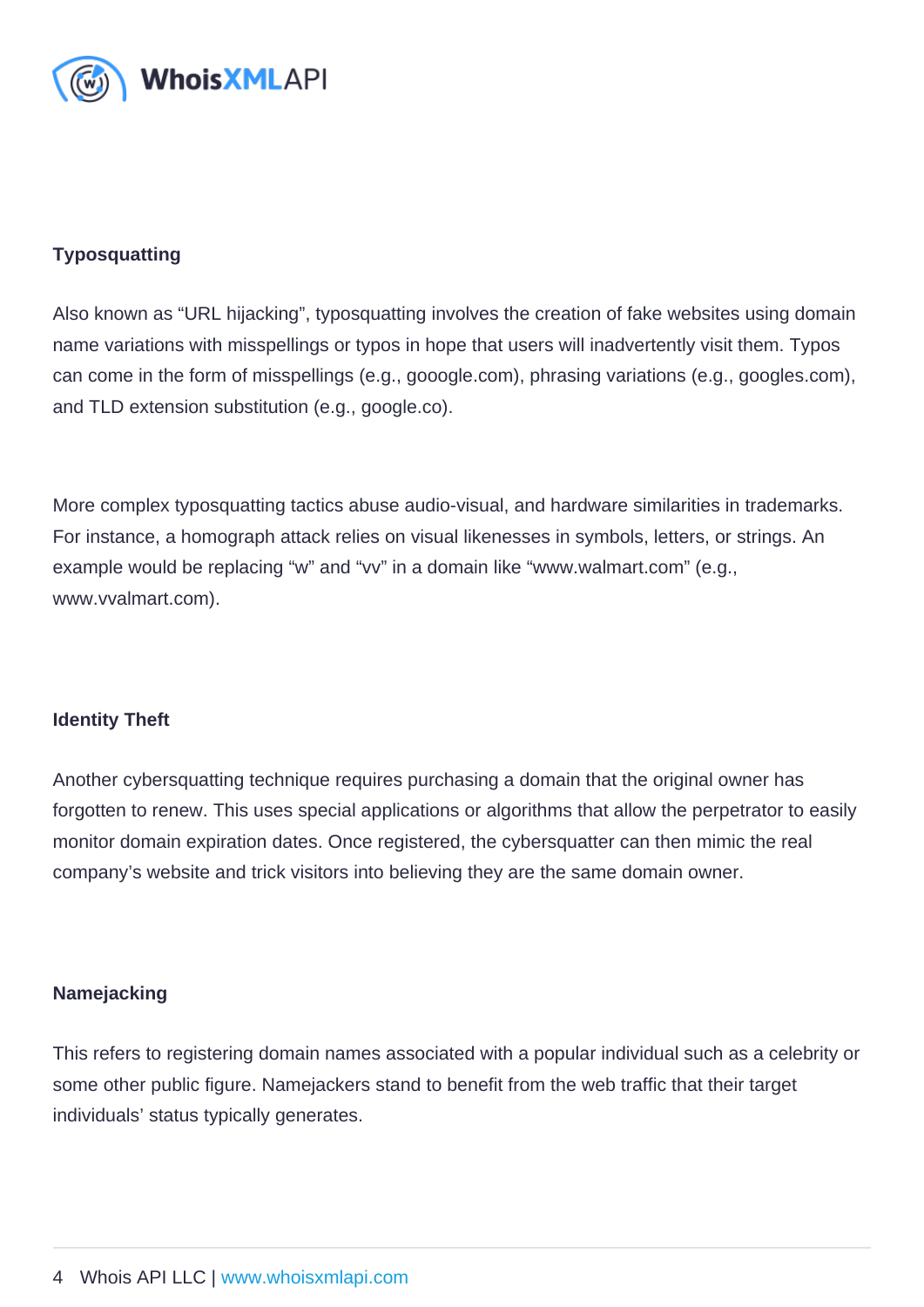### Typosquatting

Also known as "URL hijacking", typosquatting involves the creation of fake websites using domain name variations with misspellings or typos in hope that users will inadvertently visit them. Typos can come in the form of misspellings (e.g., gooogle.com), phrasing variations (e.g., googles.com), and TLD extension substitution (e.g., google.co).

More complex typosquatting tactics abuse audio-visual, and hardware similarities in trademarks. For instance, a homograph attack relies on visual likenesses in symbols, letters, or strings. An example would be replacing "w" and "vv" in a domain like "www.walmart.com" (e.g., www.vvalmart.com).

### Identity Theft

Another cybersquatting technique requires purchasing a domain that the original owner has forgotten to renew. This uses special applications or algorithms that allow the perpetrator to easily monitor domain expiration dates. Once registered, the cybersquatter can then mimic the real company's website and trick visitors into believing they are the same domain owner.

### Namejacking

This refers to registering domain names associated with a popular individual such as a celebrity or some other public figure. Namejackers stand to benefit from the web traffic that their target individuals' status typically generates.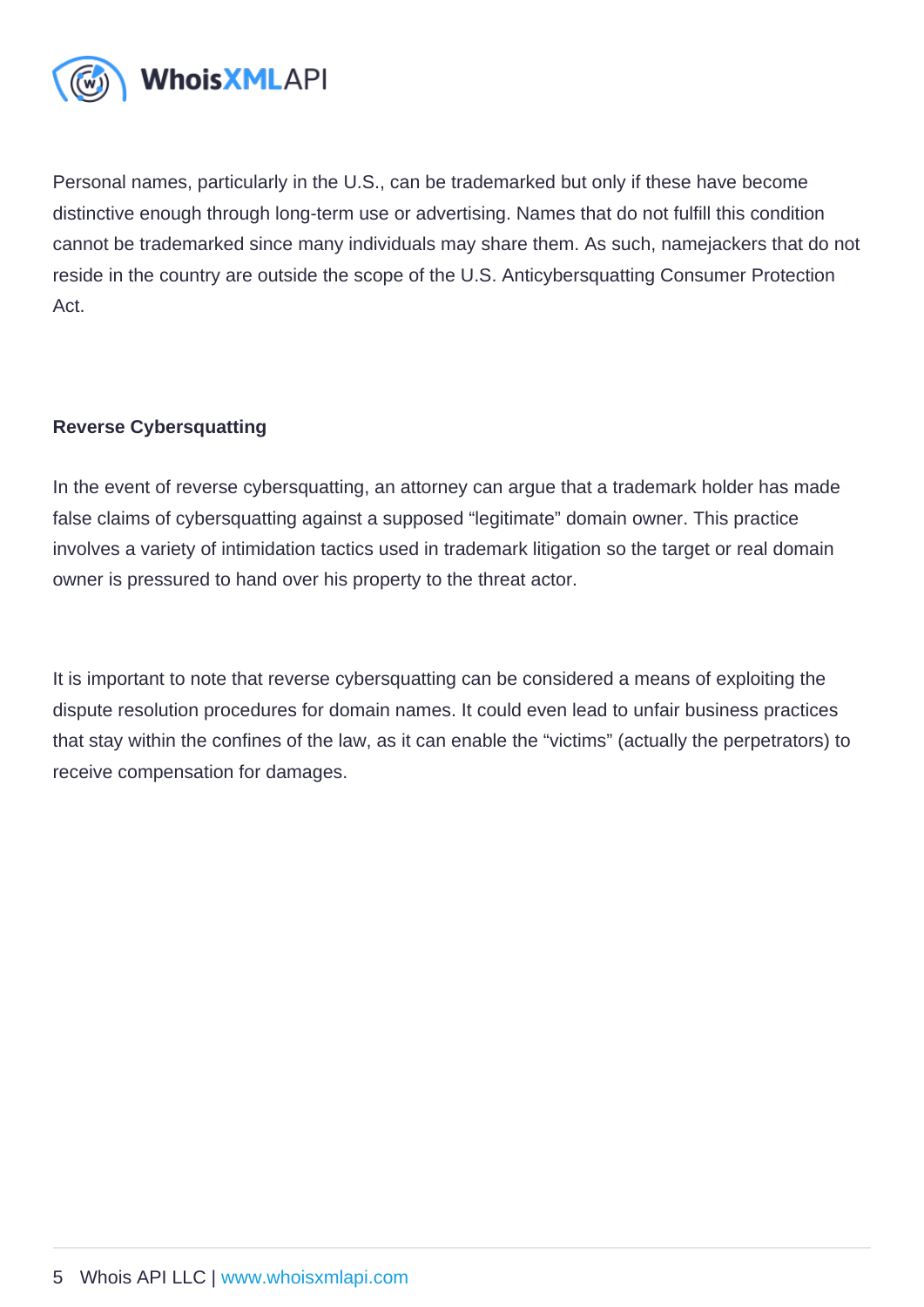Personal names, particularly in the U.S., can be trademarked but only if these have become distinctive enough through long-term use or advertising. Names that do not fulfill this condition cannot be trademarked since many individuals may share them. As such, namejackers that do not reside in the country are outside the scope of the U.S. Anticybersquatting Consumer Protection Act.

**Reverse Cybersquatting**

In the event of reverse cybersquatting, an attorney can argue that a trademark holder has made false claims of cybersquatting against a supposed "legitimate" domain owner. This practice involves a variety of intimidation tactics used in trademark litigation so the target or real domain owner is pressured to hand over his property to the threat actor.

It is important to note that reverse cybersquatting can be considered a means of exploiting the dispute resolution procedures for domain names. It could even lead to unfair business practices that stay within the confines of the law, as it can enable the "victims" (actually the perpetrators) to receive compensation for damages.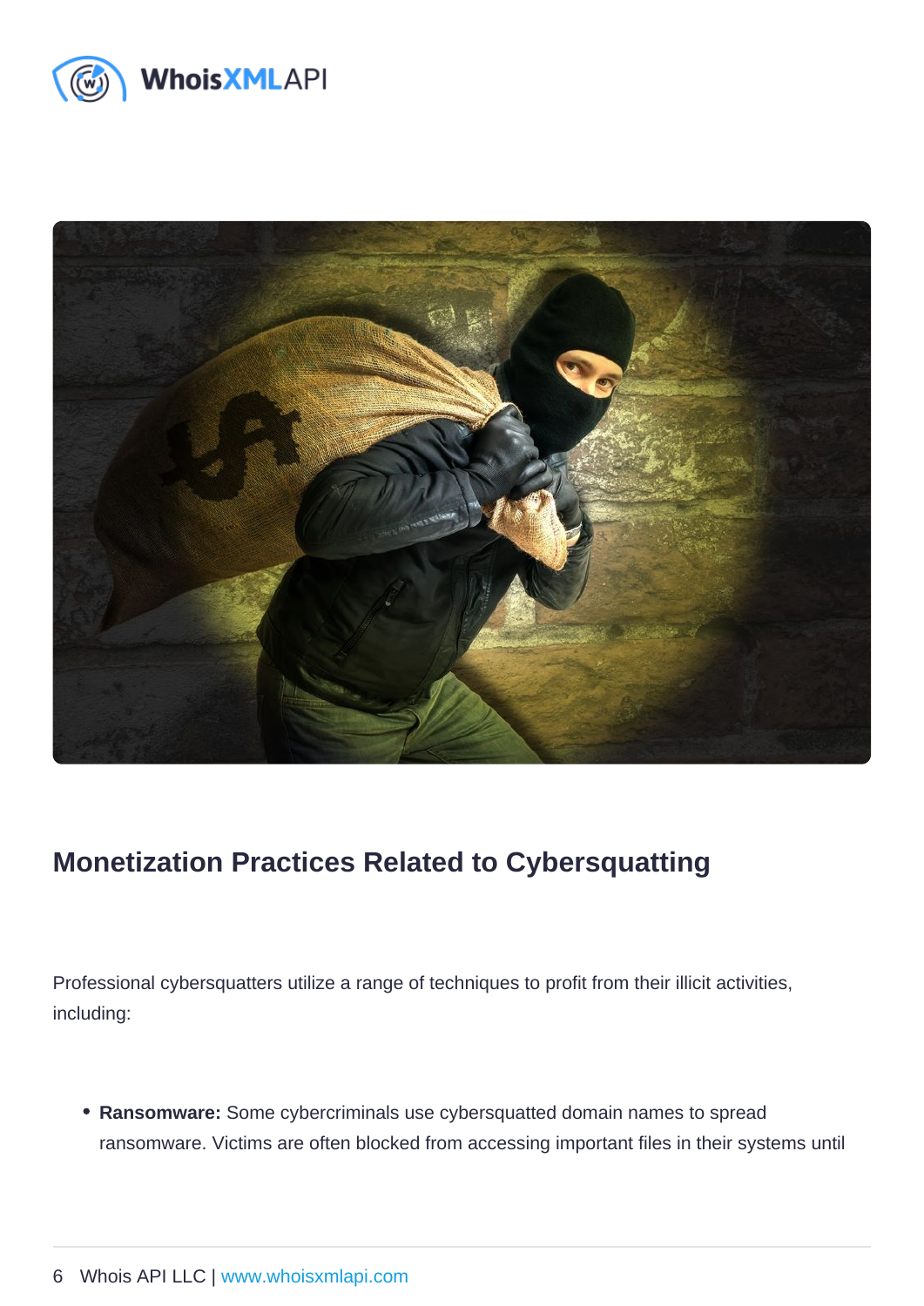## Monetization Practices Related to Cybersquatting

Professional cybersquatters utilize a range of techniques to profit from their illicit activities, including:

- **Ransomware:** Some cybercriminals use cybersquatted domain names to spread ransomware. Victims are often blocked from accessing important files in their systems until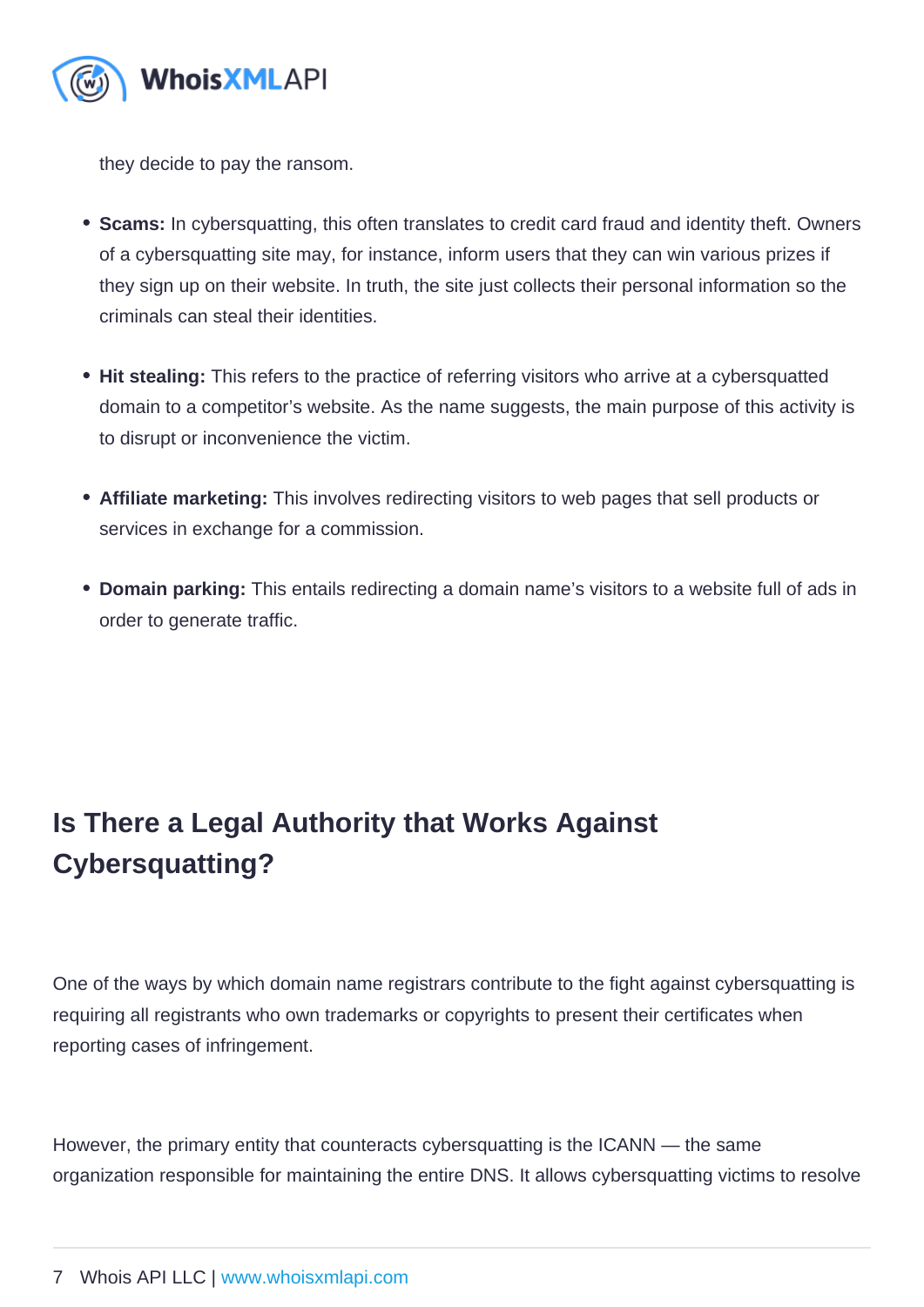they decide to pay the ransom.

- **Scams:** In cybersquatting, this often translates to credit card fraud and identity theft. Owners of a cybersquatting site may, for instance, inform users that they can win various prizes if they sign up on their website. In truth, the site just collects their personal information so the criminals can steal their identities.
- **Hit stealing:** This refers to the practice of referring visitors who arrive at a cybersquatted domain to a competitor's website. As the name suggests, the main purpose of this activity is to disrupt or inconvenience the victim.
- **Affiliate marketing:** This involves redirecting visitors to web pages that sell products or services in exchange for a commission.
- **Domain parking:** This entails redirecting a domain name's visitors to a website full of ads in order to generate traffic.

## Is There a Legal Authority that Works Against Cybersquatting?

One of the ways by which domain name registrars contribute to the fight against cybersquatting is requiring all registrants who own trademarks or copyrights to present their certificates when reporting cases of infringement.

However, the primary entity that counteracts cybersquatting is the ICANN — the same organization responsible for maintaining the entire DNS. It allows cybersquatting victims to resolve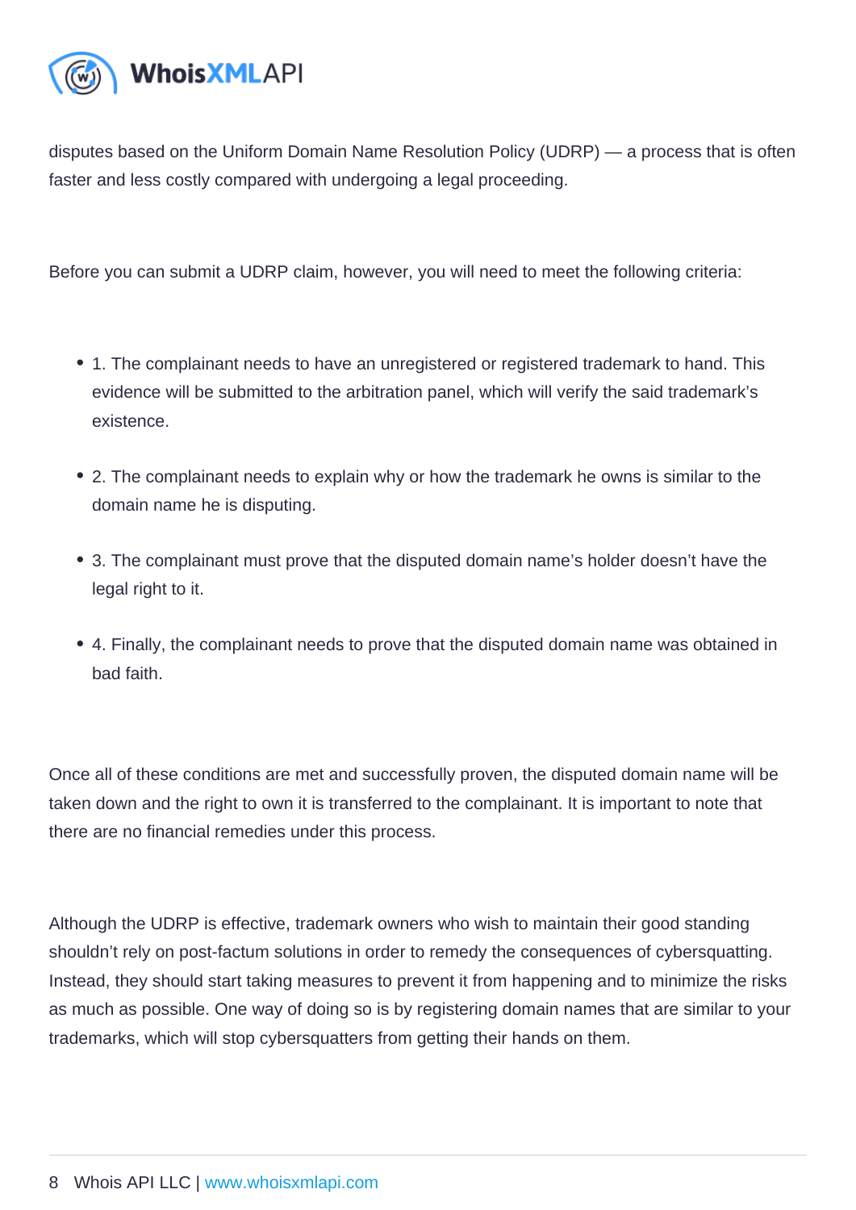disputes based on the Uniform Domain Name Resolution Policy (UDRP) — a process that is often faster and less costly compared with undergoing a legal proceeding.

Before you can submit a UDRP claim, however, you will need to meet the following criteria:

- 1. The complainant needs to have an unregistered or registered trademark to hand. This evidence will be submitted to the arbitration panel, which will verify the said trademark's existence.
- 2. The complainant needs to explain why or how the trademark he owns is similar to the domain name he is disputing.
- 3. The complainant must prove that the disputed domain name's holder doesn't have the legal right to it.
- 4. Finally, the complainant needs to prove that the disputed domain name was obtained in bad faith.

Once all of these conditions are met and successfully proven, the disputed domain name will be taken down and the right to own it is transferred to the complainant. It is important to note that there are no financial remedies under this process.

Although the UDRP is effective, trademark owners who wish to maintain their good standing shouldn't rely on post-factum solutions in order to remedy the consequences of cybersquatting. Instead, they should start taking measures to prevent it from happening and to minimize the risks as much as possible. One way of doing so is by registering domain names that are similar to your trademarks, which will stop cybersquatters from getting their hands on them.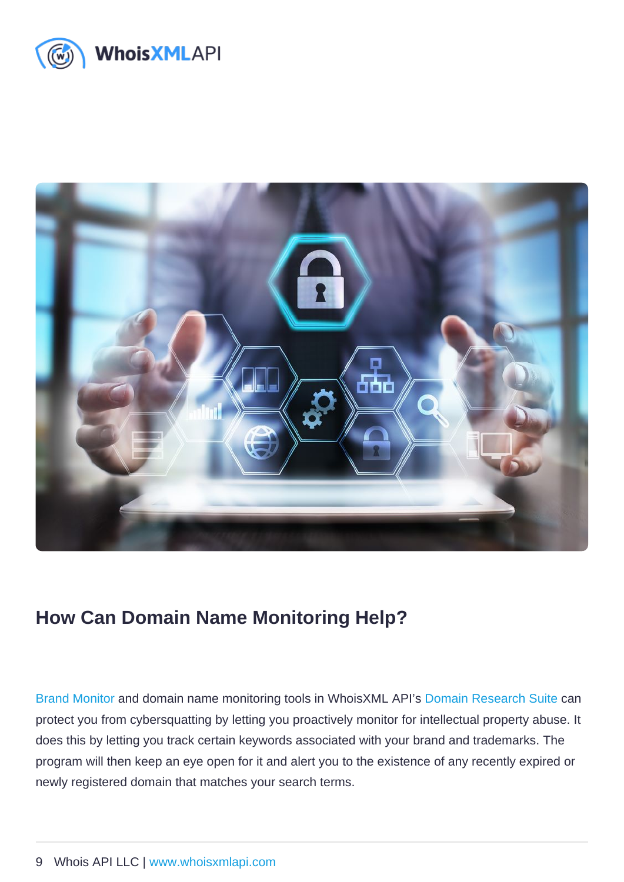## How Can Domain Name Monitoring Help?

Brand Monitor and domain name monitoring tools in WhoisXML API's Domain Research Suite can protect you from cybersquatting by letting you proactively monitor for intellectual property abuse. It does this by letting you track certain keywords associated with your brand and trademarks. The program will then keep an eye open for it and alert you to the existence of any recently expired or newly registered domain that matches your search terms.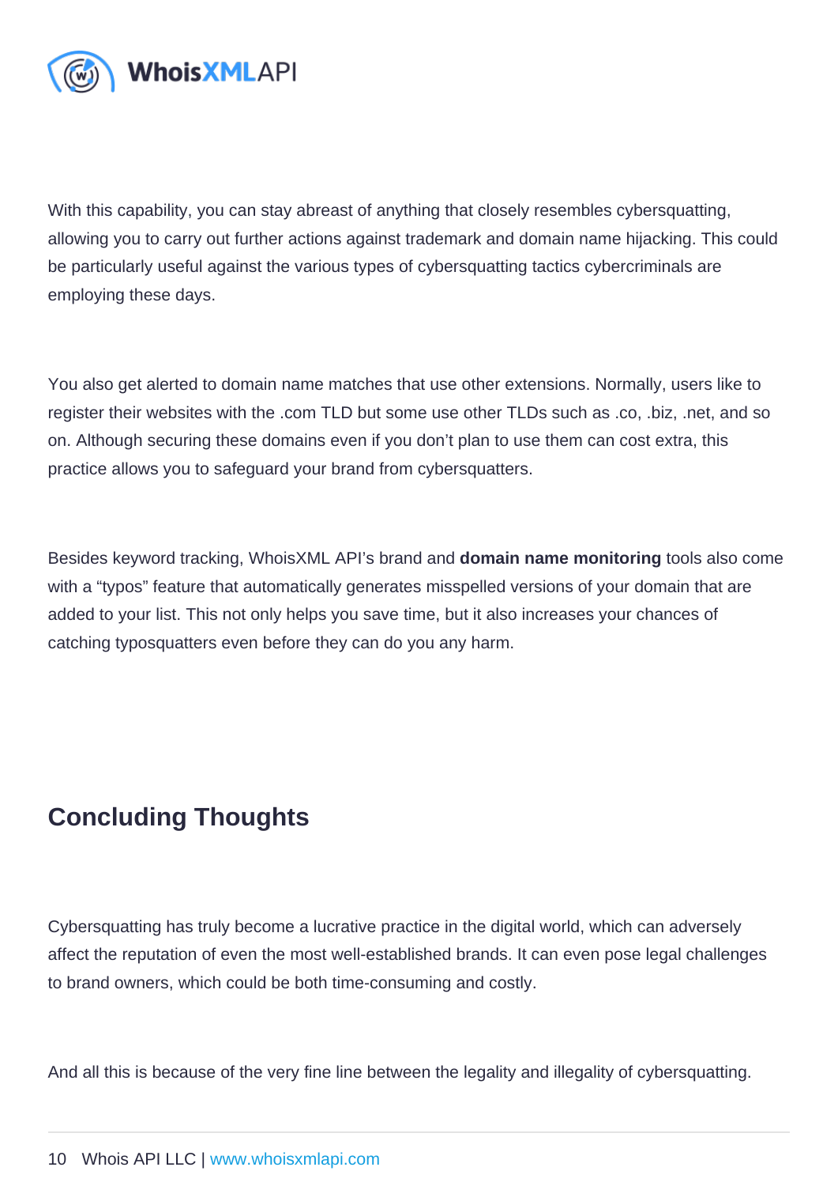With this capability, you can stay abreast of anything that closely resembles cybersquatting, allowing you to carry out further actions against trademark and domain name hijacking. This could be particularly useful against the various types of cybersquatting tactics cybercriminals are employing these days.

You also get alerted to domain name matches that use other extensions. Normally, users like to register their websites with the .com TLD but some use other TLDs such as .co, .biz, .net, and so on. Although securing these domains even if you don't plan to use them can cost extra, this practice allows you to safeguard your brand from cybersquatters.

Besides keyword tracking, WhoisXML API's brand and **domain name monitoring** tools also come with a "typos" feature that automatically generates misspelled versions of your domain that are added to your list. This not only helps you save time, but it also increases your chances of catching typosquatters even before they can do you any harm.

## Concluding Thoughts

Cybersquatting has truly become a lucrative practice in the digital world, which can adversely affect the reputation of even the most well-established brands. It can even pose legal challenges to brand owners, which could be both time-consuming and costly.

And all this is because of the very fine line between the legality and illegality of cybersquatting.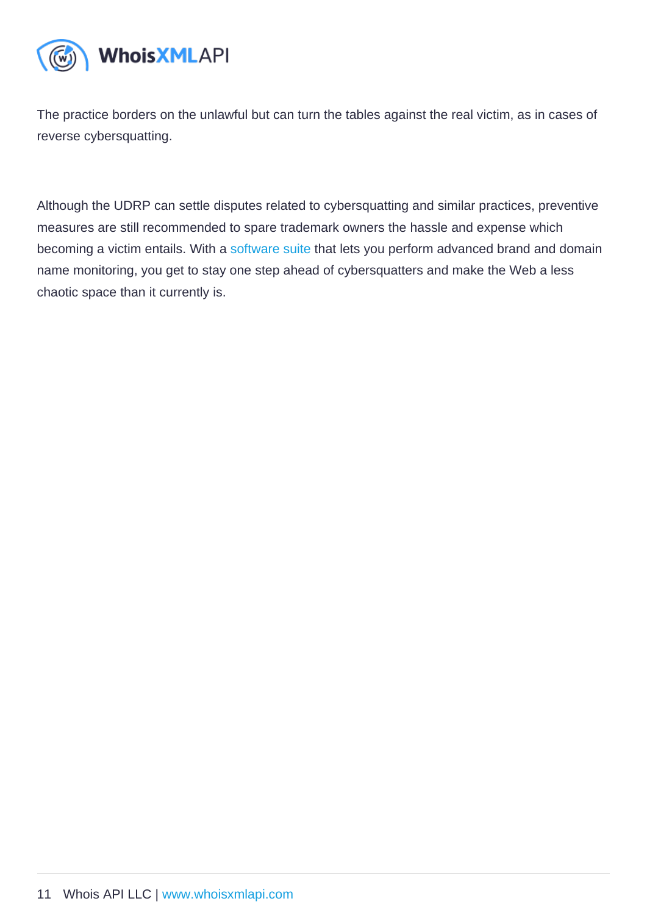The practice borders on the unlawful but can turn the tables against the real victim, as in cases of reverse cybersquatting.

Although the UDRP can settle disputes related to cybersquatting and similar practices, preventive measures are still recommended to spare trademark owners the hassle and expense which becoming a victim entails. With a software suite that lets you perform advanced brand and domain name monitoring, you get to stay one step ahead of cybersquatters and make the Web a less chaotic space than it currently is.